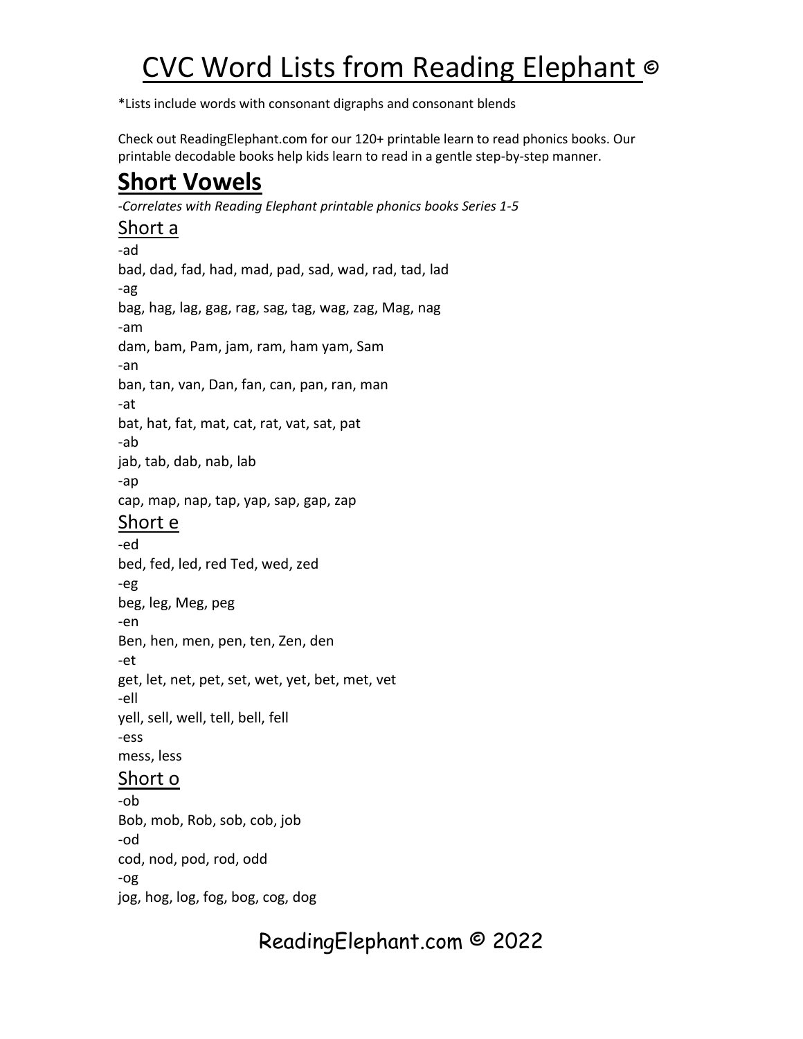# CVC Word Lists from Reading Elephant ©

*Lists include words with consonant digraphs and consonant blends

Check out ReadingElephant.com for our 120+ printable learn to read phonics books. Our printable decodable books help kids learn to read in a gentle step-by-step manner.

## Short Vowels

*-Correlates with Reading Elephant printable phonics books Series 1-5*

### Short a

-ad
bad, dad, fad, had, mad, pad, sad, wad, rad, tad, lad

-ag
bag, hag, lag, gag, rag, sag, tag, wag, zag, Mag, nag

-am
dam, bam, Pam, jam, ram, ham yam, Sam

-an
ban, tan, van, Dan, fan, can, pan, ran, man

-at
bat, hat, fat, mat, cat, rat, vat, sat, pat

-ab
jab, tab, dab, nab, lab

-ap
cap, map, nap, tap, yap, sap, gap, zap

### Short e

-ed
bed, fed, led, red Ted, wed, zed

-eg
beg, leg, Meg, peg

-en
Ben, hen, men, pen, ten, Zen, den

-et
get, let, net, pet, set, wet, yet, bet, met, vet

-ell
yell, sell, well, tell, bell, fell

-ess
mess, less

### Short o

-ob
Bob, mob, Rob, sob, cob, job

-od
cod, nod, pod, rod, odd

-og
jog, hog, log, fog, bog, cog, dog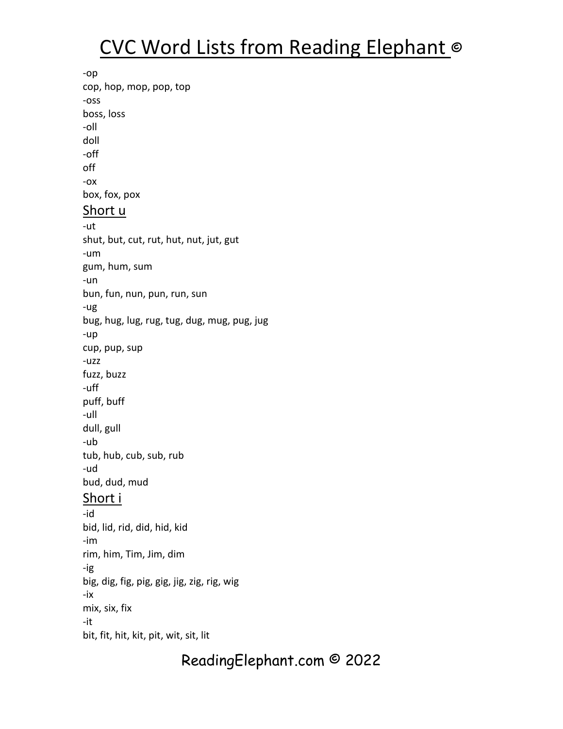-op

cop, hop, mop, pop, top

-oss

boss, loss

-oll

doll

-off

off

-ox

box, fox, pox

## Short u

-ut

shut, but, cut, rut, hut, nut, jut, gut

-um

gum, hum, sum

-un

bun, fun, nun, pun, run, sun

-ug

bug, hug, lug, rug, tug, dug, mug, pug, jug

-up

cup, pup, sup

-uzz

fuzz, buzz

-uff

puff, buff

-ull

dull, gull

-ub

tub, hub, cub, sub, rub

-ud

bud, dud, mud

## Short i

-id

bid, lid, rid, did, hid, kid

-im

rim, him, Tim, Jim, dim

-ig

big, dig, fig, pig, gig, jig, zig, rig, wig

-ix

mix, six, fix

-it

bit, fit, hit, kit, pit, wit, sit, lit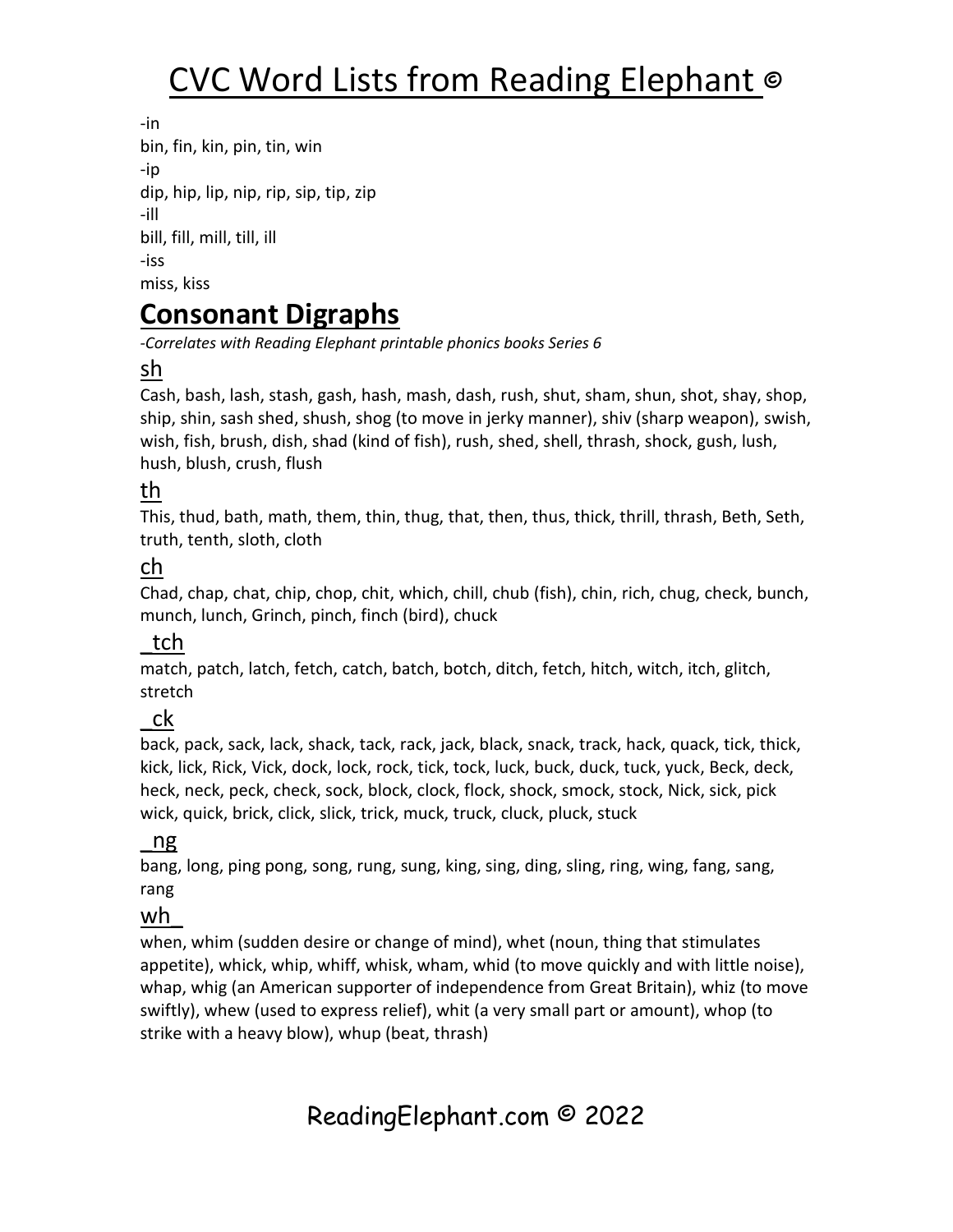-in
bin, fin, kin, pin, tin, win
-ip
dip, hip, lip, nip, rip, sip, tip, zip
-ill
bill, fill, mill, till, ill
-iss
miss, kiss

# Consonant Digraphs

*-Correlates with Reading Elephant printable phonics books Series 6*

## sh

Cash, bash, lash, stash, gash, hash, mash, dash, rush, shut, sham, shun, shot, shay, shop, ship, shin, sash shed, shush, shog (to move in jerky manner), shiv (sharp weapon), swish, wish, fish, brush, dish, shad (kind of fish), rush, shed, shell, thrash, shock, gush, lush, hush, blush, crush, flush

## th

This, thud, bath, math, them, thin, thug, that, then, thus, thick, thrill, thrash, Beth, Seth, truth, tenth, sloth, cloth

## ch

Chad, chap, chat, chip, chop, chit, which, chill, chub (fish), chin, rich, chug, check, bunch, munch, lunch, Grinch, pinch, finch (bird), chuck

## _tch

match, patch, latch, fetch, catch, batch, botch, ditch, fetch, hitch, witch, itch, glitch, stretch

## _ck

back, pack, sack, lack, shack, tack, rack, jack, black, snack, track, hack, quack, tick, thick, kick, lick, Rick, Vick, dock, lock, rock, tick, tock, luck, buck, duck, tuck, yuck, Beck, deck, heck, neck, peck, check, sock, block, clock, flock, shock, smock, stock, Nick, sick, pick wick, quick, brick, click, slick, trick, muck, truck, cluck, pluck, stuck

## _ng

bang, long, ping pong, song, rung, sung, king, sing, ding, sling, ring, wing, fang, sang, rang

## wh_

when, whim (sudden desire or change of mind), whet (noun, thing that stimulates appetite), whick, whip, whiff, whisk, wham, whid (to move quickly and with little noise), whap, whig (an American supporter of independence from Great Britain), whiz (to move swiftly), whew (used to express relief), whit (a very small part or amount), whop (to strike with a heavy blow), whup (beat, thrash)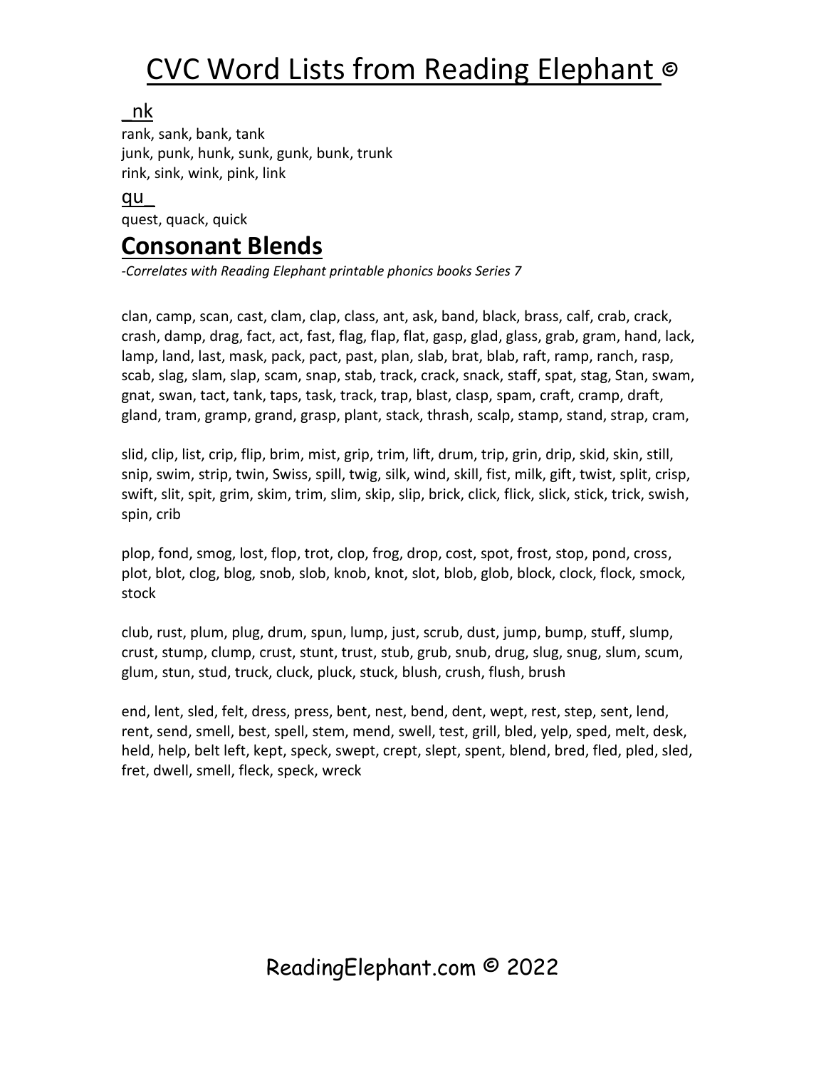# CVC Word Lists from Reading Elephant ©

_nk

rank, sank, bank, tank
junk, punk, hunk, sunk, gunk, bunk, trunk
rink, sink, wink, pink, link

qu_

quest, quack, quick

## Consonant Blends

*-Correlates with Reading Elephant printable phonics books Series 7*

clan, camp, scan, cast, clam, clap, class, ant, ask, band, black, brass, calf, crab, crack, crash, damp, drag, fact, act, fast, flag, flap, flat, gasp, glad, glass, grab, gram, hand, lack, lamp, land, last, mask, pack, pact, past, plan, slab, brat, blab, raft, ramp, ranch, rasp, scab, slag, slam, slap, scam, snap, stab, track, crack, snack, staff, spat, stag, Stan, swam, gnat, swan, tact, tank, taps, task, track, trap, blast, clasp, spam, craft, cramp, draft, gland, tram, gramp, grand, grasp, plant, stack, thrash, scalp, stamp, stand, strap, cram,

slid, clip, list, crip, flip, brim, mist, grip, trim, lift, drum, trip, grin, drip, skid, skin, still, snip, swim, strip, twin, Swiss, spill, twig, silk, wind, skill, fist, milk, gift, twist, split, crisp, swift, slit, spit, grim, skim, trim, slim, skip, slip, brick, click, flick, slick, stick, trick, swish, spin, crib

plop, fond, smog, lost, flop, trot, clop, frog, drop, cost, spot, frost, stop, pond, cross, plot, blot, clog, blog, snob, slob, knob, knot, slot, blob, glob, block, clock, flock, smock, stock

club, rust, plum, plug, drum, spun, lump, just, scrub, dust, jump, bump, stuff, slump, crust, stump, clump, crust, stunt, trust, stub, grub, snub, drug, slug, snug, slum, scum, glum, stun, stud, truck, cluck, pluck, stuck, blush, crush, flush, brush

end, lent, sled, felt, dress, press, bent, nest, bend, dent, wept, rest, step, sent, lend, rent, send, smell, best, spell, stem, mend, swell, test, grill, bled, yelp, sped, melt, desk, held, help, belt left, kept, speck, swept, crept, slept, spent, blend, bred, fled, pled, sled, fret, dwell, smell, fleck, speck, wreck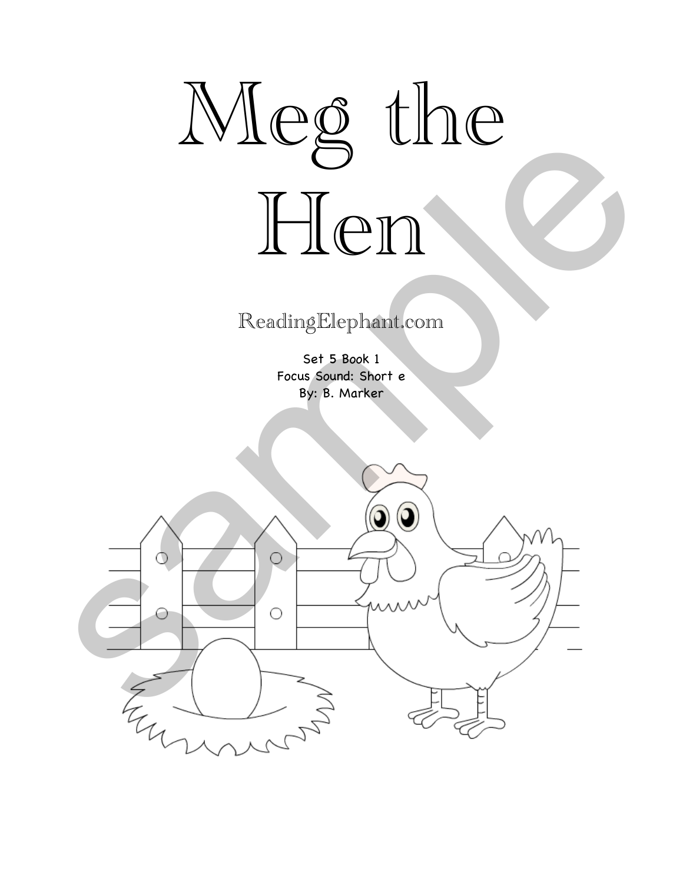# Meg the Hen

ReadingElephant.com

Set 5 Book 1
Focus Sound: Short e
By: B. Marker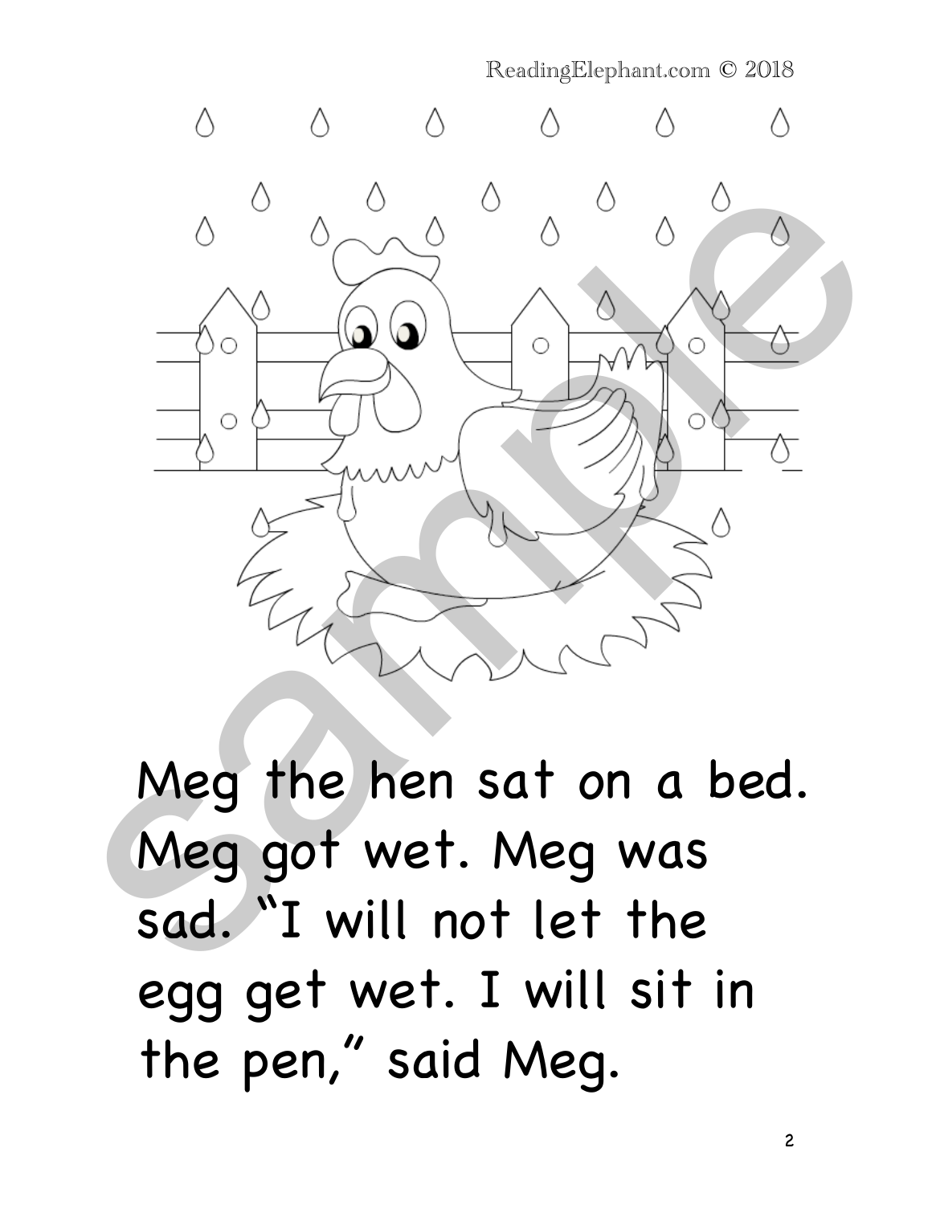Meg the hen sat on a bed. Meg got wet. Meg was sad. "I will not let the egg get wet. I will sit in the pen," said Meg.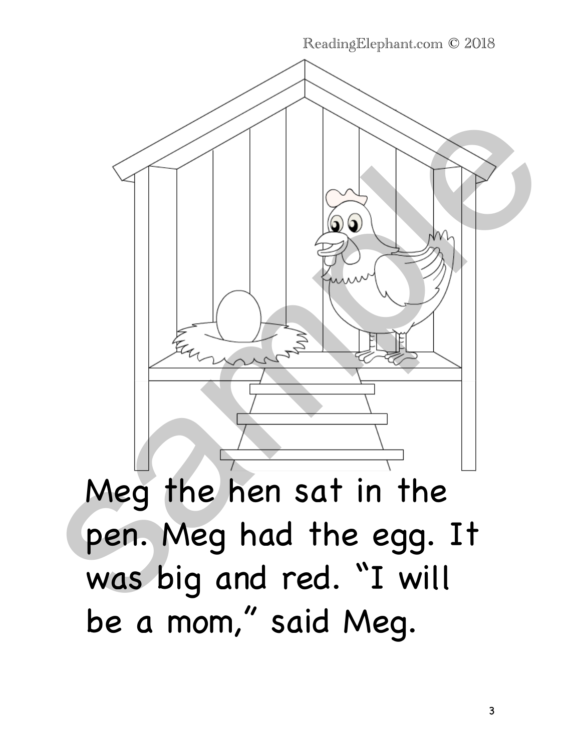Meg the hen sat in the pen. Meg had the egg. It was big and red. "I will be a mom," said Meg.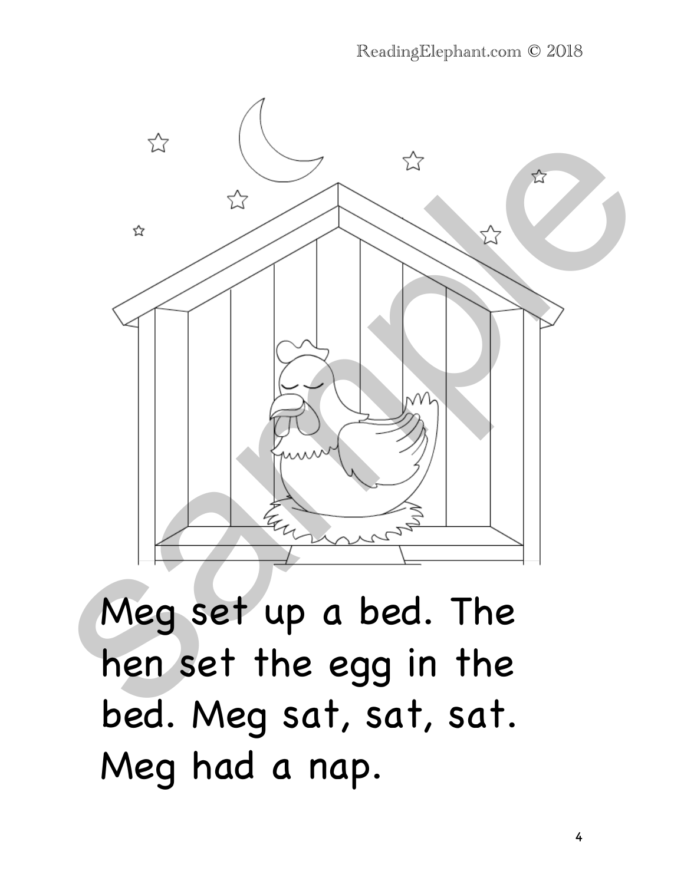Meg set up a bed. The hen set the egg in the bed. Meg sat, sat, sat. Meg had a nap.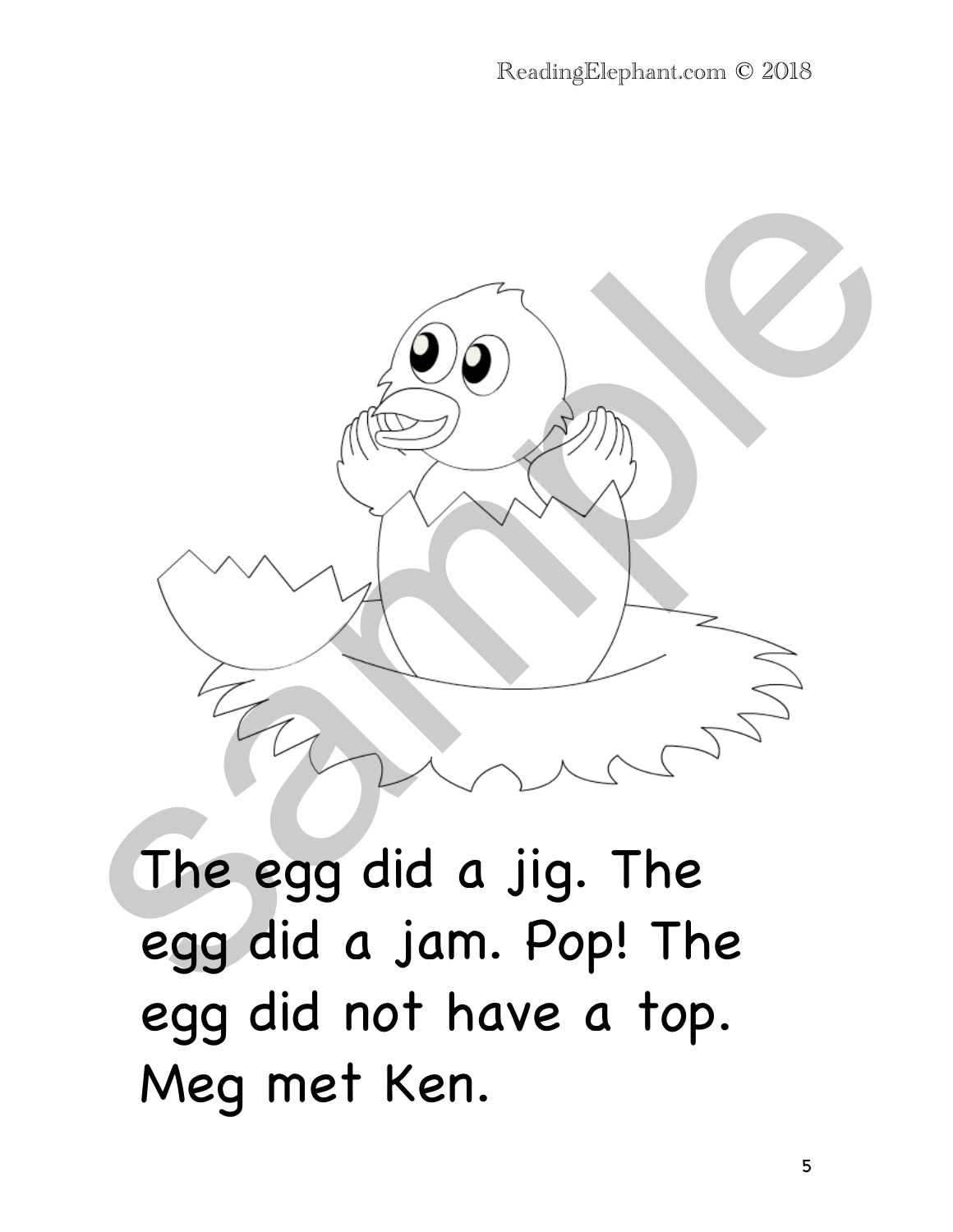The egg did a jig. The egg did a jam. Pop! The egg did not have a top. Meg met Ken.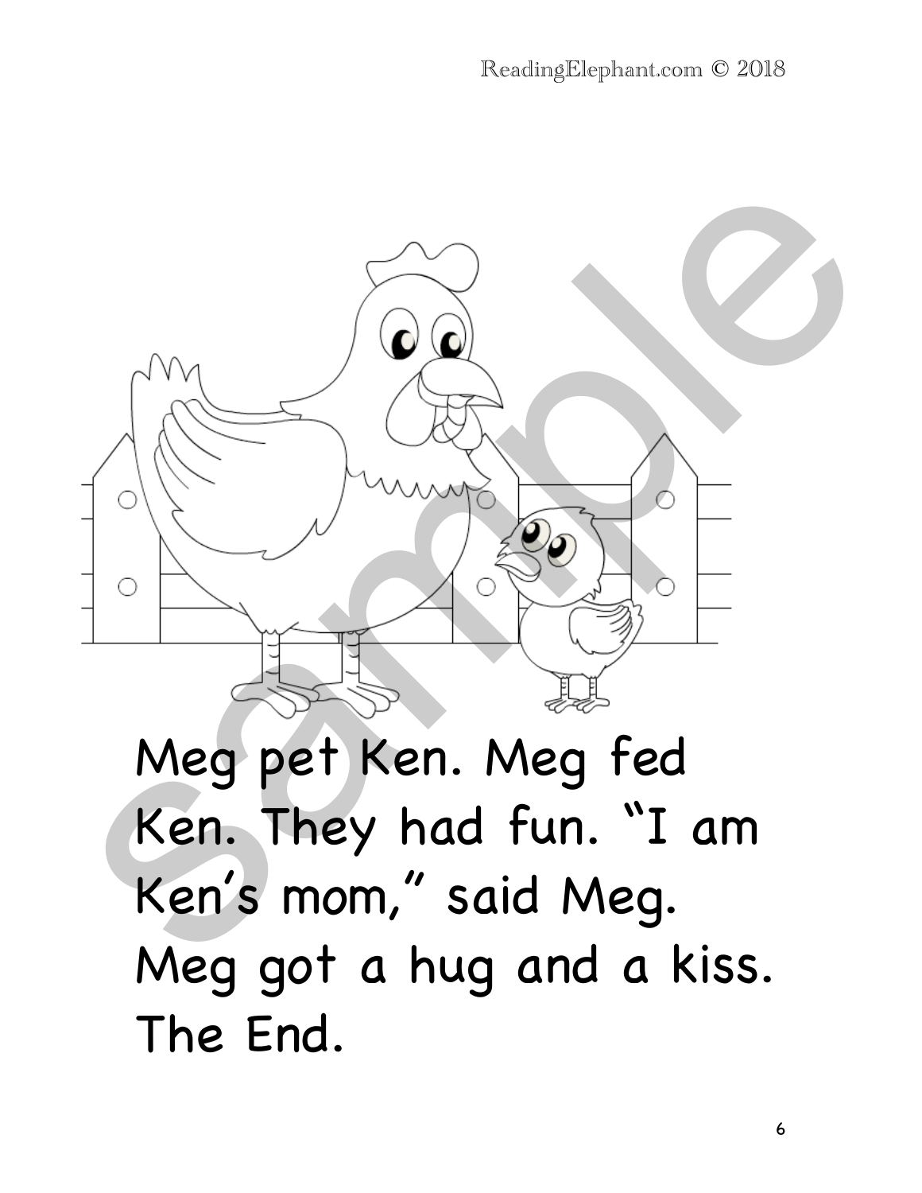Meg pet Ken. Meg fed Ken. They had fun. “I am Ken’s mom,” said Meg. Meg got a hug and a kiss. The End.